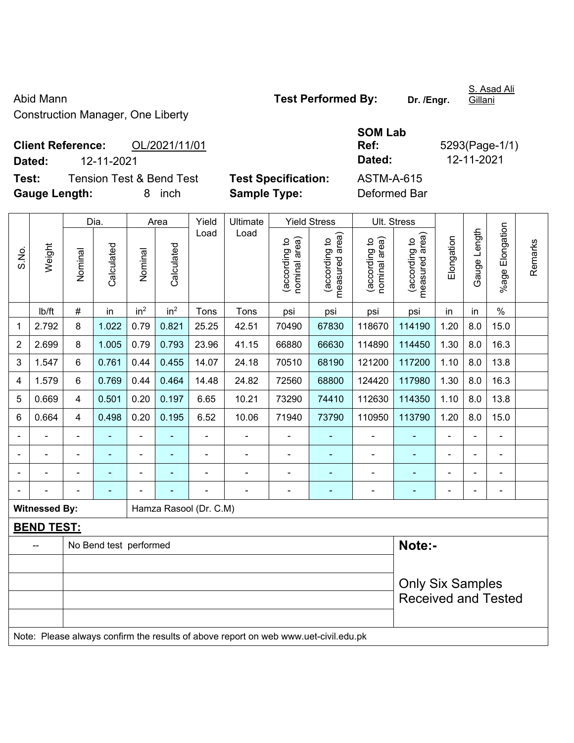Abid Mann

Construction Manager, One Liberty

**Test Performed By:** **Dr. /Engr.** S. Asad Ali Gillani

**Client Reference:** OL/2021/11/01

**Dated:** 12-11-2021

**SOM Lab Ref:** 5293(Page-1/1)

**Dated:** 12-11-2021

**Test:** Tension Test & Bend Test

**Test Specification:** ASTM-A-615

**Gauge Length:** 8 inch

**Sample Type:** Deformed Bar

| S.No. | Weight | Dia. | | Area | | Yield Load | Ultimate Load | Yield Stress | | Ult. Stress | | Elongation | Gauge Length | %age Elongation | Remarks |
|---|---|---|---|---|---|---|---|---|---|---|---|---|---|---|---|
| | | Nominal | Calculated | Nominal | Calculated | | | (according to nominal area) | (according to measured area) | (according to nominal area) | (according to measured area) | | | | |
| | lb/ft | # | in | $in^2$ | $in^2$ | Tons | Tons | psi | psi | psi | psi | in | in | % | |
| 1 | 2.792 | 8 | 1.022 | 0.79 | 0.821 | 25.25 | 42.51 | 70490 | 67830 | 118670 | 114190 | 1.20 | 8.0 | 15.0 | |
| 2 | 2.699 | 8 | 1.005 | 0.79 | 0.793 | 23.96 | 41.15 | 66880 | 66630 | 114890 | 114450 | 1.30 | 8.0 | 16.3 | |
| 3 | 1.547 | 6 | 0.761 | 0.44 | 0.455 | 14.07 | 24.18 | 70510 | 68190 | 121200 | 117200 | 1.10 | 8.0 | 13.8 | |
| 4 | 1.579 | 6 | 0.769 | 0.44 | 0.464 | 14.48 | 24.82 | 72560 | 68800 | 124420 | 117980 | 1.30 | 8.0 | 16.3 | |
| 5 | 0.669 | 4 | 0.501 | 0.20 | 0.197 | 6.65 | 10.21 | 73290 | 74410 | 112630 | 114350 | 1.10 | 8.0 | 13.8 | |
| 6 | 0.664 | 4 | 0.498 | 0.20 | 0.195 | 6.52 | 10.06 | 71940 | 73790 | 110950 | 113790 | 1.20 | 8.0 | 15.0 | |
| - | - | - | - | - | - | - | - | - | - | - | - | - | - | - | |
| - | - | - | - | - | - | - | - | - | - | - | - | - | - | - | |
| - | - | - | - | - | - | - | - | - | - | - | - | - | - | - | |
| - | - | - | - | - | - | - | - | - | - | - | - | - | - | - | |

**Witnessed By:** Hamza Rasool (Dr. C.M)

**BEND TEST:**

| -- | No Bend test performed |
|---|---|

**Note:-**

Only Six Samples Received and Tested

Note: Please always confirm the results of above report on web www.uet-civil.edu.pk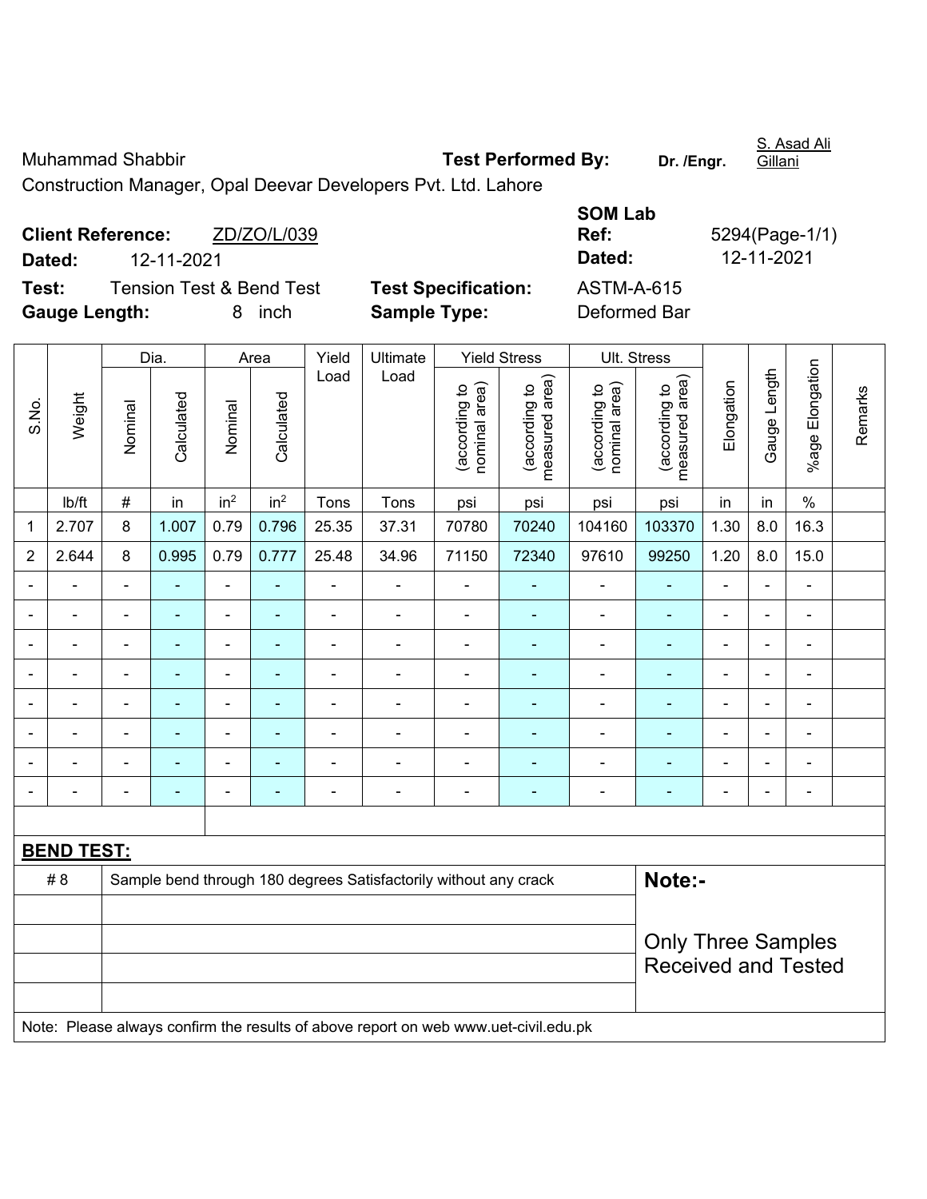Muhammad Shabbir

**Test Performed By:** **Dr. /Engr.** S. Asad Ali Gillani

Construction Manager, Opal Deevar Developers Pvt. Ltd. Lahore

**Client Reference:** ZD/ZO/L/039

**Dated:** 12-11-2021

**SOM Lab Ref:** 5294(Page-1/1)

**Dated:** 12-11-2021

**Test:** Tension Test & Bend Test

**Test Specification:** ASTM-A-615

**Gauge Length:** 8 inch

**Sample Type:** Deformed Bar

| S.No. | Weight | Dia. | | Area | | Yield Load | Ultimate Load | Yield Stress | | Ult. Stress | | Elongation | Gauge Length | %age Elongation | Remarks |
|---|---|---|---|---|---|---|---|---|---|---|---|---|---|---|---|
| | | Nominal | Calculated | Nominal | Calculated | | | (according to nominal area) | (according to measured area) | (according to nominal area) | (according to measured area) | | | | |
| | lb/ft | # | in | in² | in² | Tons | Tons | psi | psi | psi | psi | in | in | % | |
| 1 | 2.707 | 8 | 1.007 | 0.79 | 0.796 | 25.35 | 37.31 | 70780 | 70240 | 104160 | 103370 | 1.30 | 8.0 | 16.3 | |
| 2 | 2.644 | 8 | 0.995 | 0.79 | 0.777 | 25.48 | 34.96 | 71150 | 72340 | 97610 | 99250 | 1.20 | 8.0 | 15.0 | |
| - | - | - | - | - | - | - | - | - | - | - | - | - | - | - | |
| - | - | - | - | - | - | - | - | - | - | - | - | - | - | - | |
| - | - | - | - | - | - | - | - | - | - | - | - | - | - | - | |
| - | - | - | - | - | - | - | - | - | - | - | - | - | - | - | |
| - | - | - | - | - | - | - | - | - | - | - | - | - | - | - | |
| - | - | - | - | - | - | - | - | - | - | - | - | - | - | - | |
| - | - | - | - | - | - | - | - | - | - | - | - | - | - | - | |
| - | - | - | - | - | - | - | - | - | - | - | - | - | - | - | |

**BEND TEST:**

| | | |
|---|---|---|
| # 8 | Sample bend through 180 degrees Satisfactorily without any crack | **Note:-** |
| | | Only Three Samples Received and Tested |

Note: Please always confirm the results of above report on web www.uet-civil.edu.pk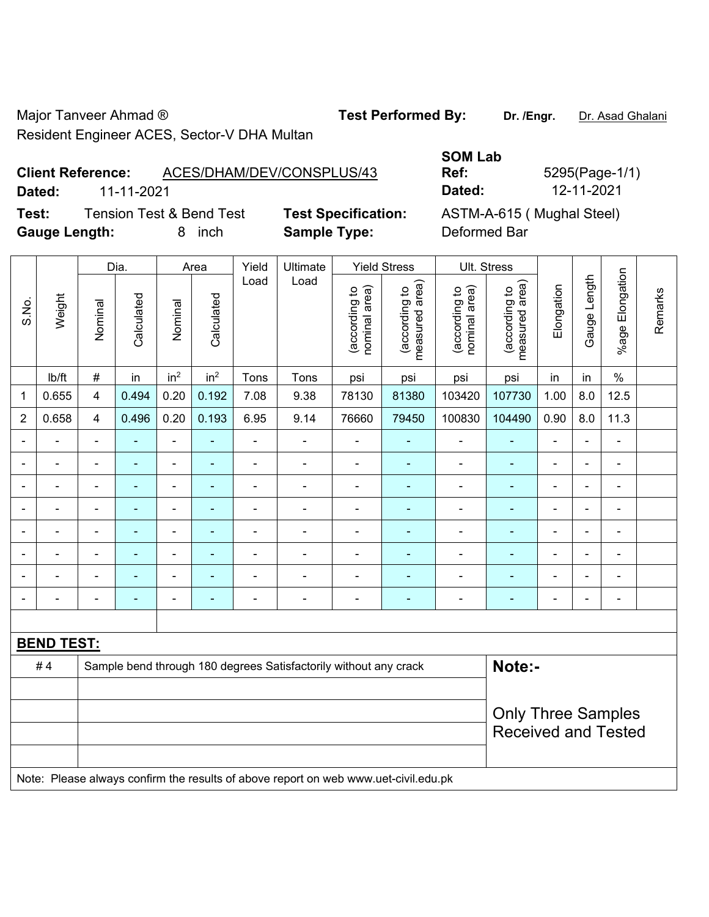Major Tanveer Ahmad ®
Resident Engineer ACES, Sector-V DHA Multan

**Test Performed By:** **Dr. /Engr.** Dr. Asad Ghalani

**Client Reference:** ACES/DHAM/DEV/CONSPLUS/43
**Dated:** 11-11-2021

**SOM Lab Ref:** 5295(Page-1/1)
**Dated:** 12-11-2021

**Test:** Tension Test & Bend Test
**Gauge Length:** 8 inch

**Test Specification:** ASTM-A-615 ( Mughal Steel)
**Sample Type:** Deformed Bar

| S.No. | Weight | Dia. | | Area | | Yield Load | Ultimate Load | Yield Stress | | Ult. Stress | | Elongation | Gauge Length | %age Elongation | Remarks |
|---|---|---|---|---|---|---|---|---|---|---|---|---|---|---|---|
| | | Nominal | Calculated | Nominal | Calculated | | | (according to nominal area) | (according to measured area) | (according to nominal area) | (according to measured area) | | | | |
| | lb/ft | # | in | in$^2$ | in$^2$ | Tons | Tons | psi | psi | psi | psi | in | in | % | |
| 1 | 0.655 | 4 | 0.494 | 0.20 | 0.192 | 7.08 | 9.38 | 78130 | 81380 | 103420 | 107730 | 1.00 | 8.0 | 12.5 | |
| 2 | 0.658 | 4 | 0.496 | 0.20 | 0.193 | 6.95 | 9.14 | 76660 | 79450 | 100830 | 104490 | 0.90 | 8.0 | 11.3 | |
| - | - | - | - | - | - | - | - | - | - | - | - | - | - | - | |
| - | - | - | - | - | - | - | - | - | - | - | - | - | - | - | |
| - | - | - | - | - | - | - | - | - | - | - | - | - | - | - | |
| - | - | - | - | - | - | - | - | - | - | - | - | - | - | - | |
| - | - | - | - | - | - | - | - | - | - | - | - | - | - | - | |
| - | - | - | - | - | - | - | - | - | - | - | - | - | - | - | |
| - | - | - | - | - | - | - | - | - | - | - | - | - | - | - | |
| - | - | - | - | - | - | - | - | - | - | - | - | - | - | - | |

**BEND TEST:**

| | |
|---|---|
| # 4 | Sample bend through 180 degrees Satisfactorily without any crack |

**Note:-**

Only Three Samples Received and Tested

Note: Please always confirm the results of above report on web www.uet-civil.edu.pk